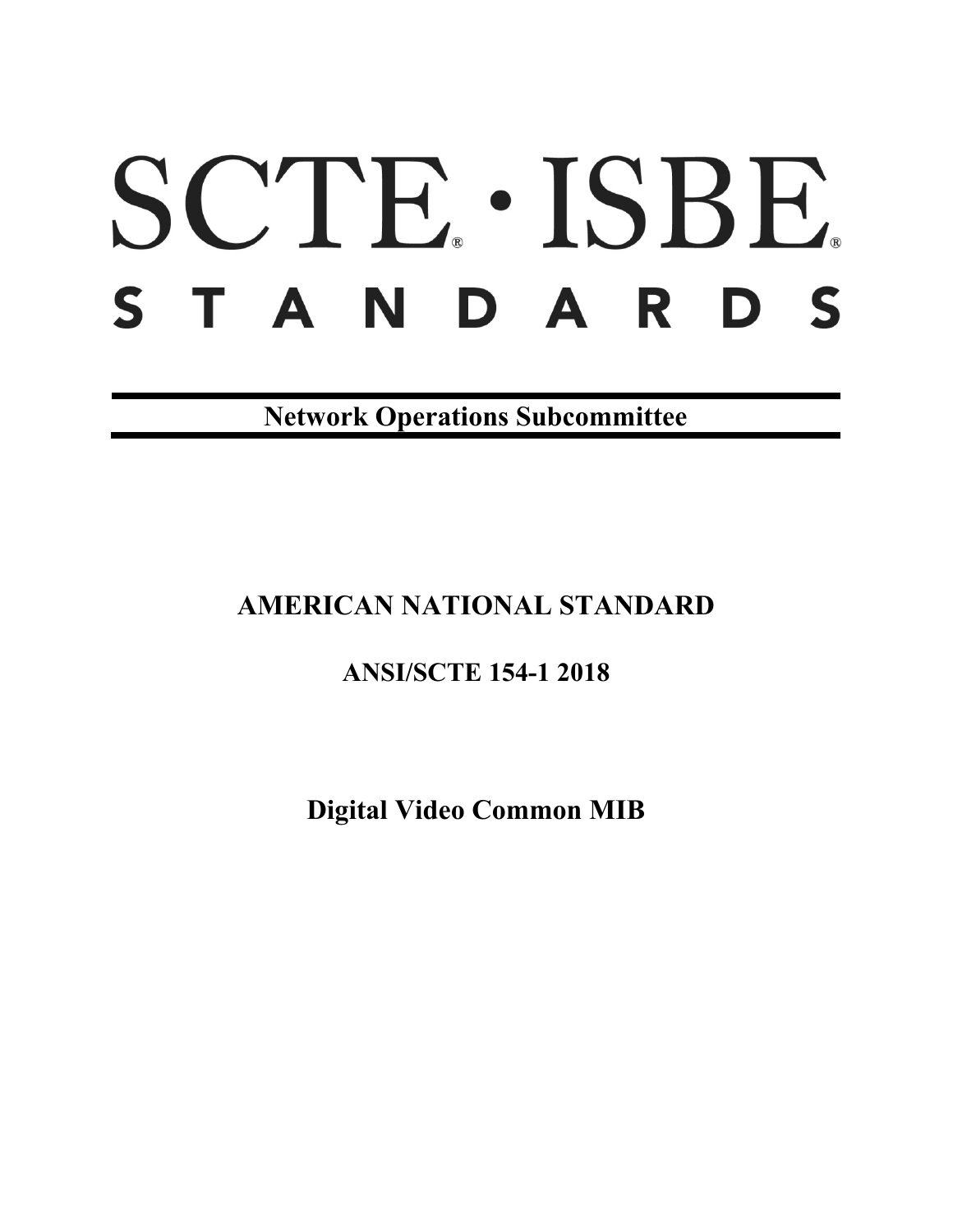# SCTE® · ISBE®

# STANDARDS

**Network Operations Subcommittee**

## AMERICAN NATIONAL STANDARD

## ANSI/SCTE 154-1 2018

# Digital Video Common MIB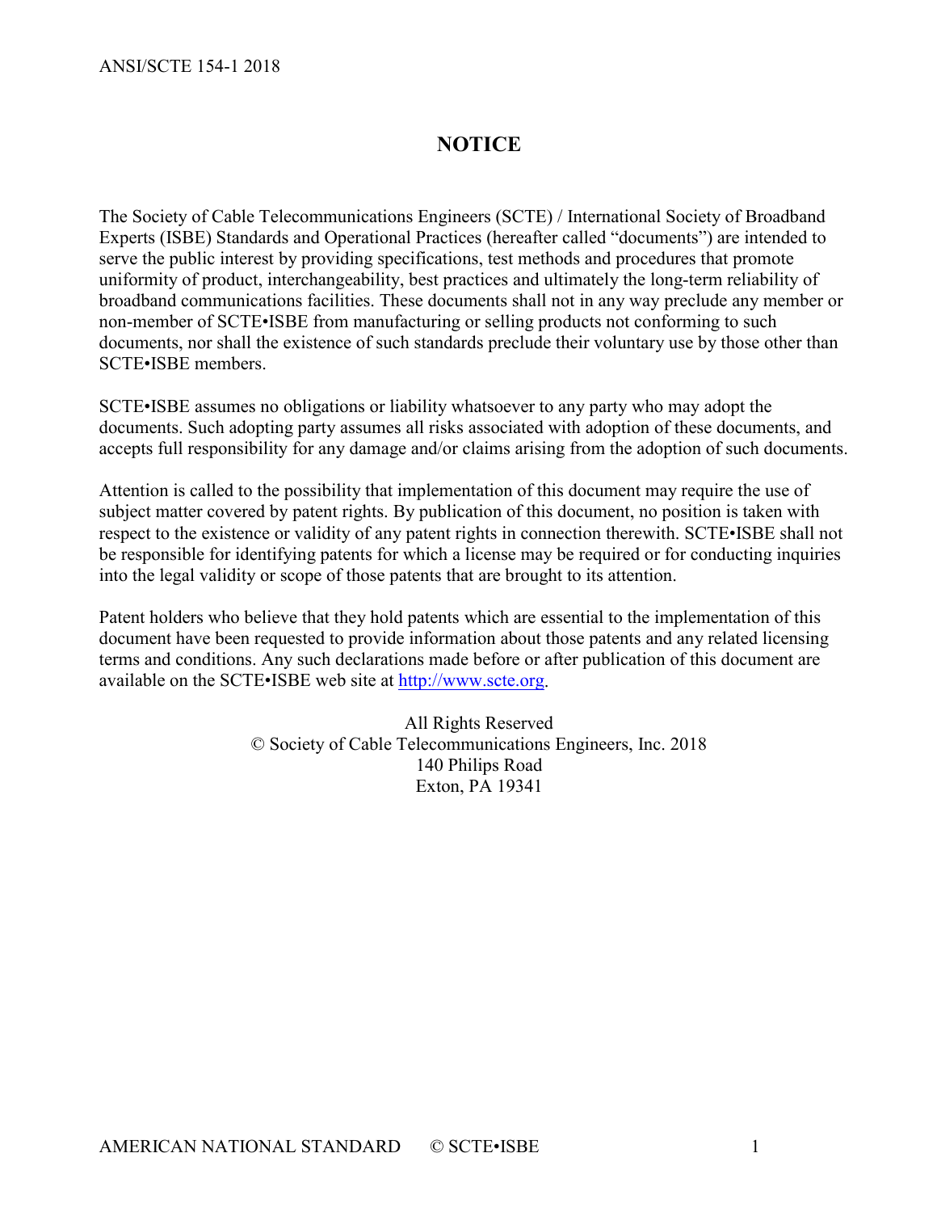# NOTICE

The Society of Cable Telecommunications Engineers (SCTE) / International Society of Broadband Experts (ISBE) Standards and Operational Practices (hereafter called "documents") are intended to serve the public interest by providing specifications, test methods and procedures that promote uniformity of product, interchangeability, best practices and ultimately the long-term reliability of broadband communications facilities. These documents shall not in any way preclude any member or non-member of SCTE•ISBE from manufacturing or selling products not conforming to such documents, nor shall the existence of such standards preclude their voluntary use by those other than SCTE•ISBE members.

SCTE•ISBE assumes no obligations or liability whatsoever to any party who may adopt the documents. Such adopting party assumes all risks associated with adoption of these documents, and accepts full responsibility for any damage and/or claims arising from the adoption of such documents.

Attention is called to the possibility that implementation of this document may require the use of subject matter covered by patent rights. By publication of this document, no position is taken with respect to the existence or validity of any patent rights in connection therewith. SCTE•ISBE shall not be responsible for identifying patents for which a license may be required or for conducting inquiries into the legal validity or scope of those patents that are brought to its attention.

Patent holders who believe that they hold patents which are essential to the implementation of this document have been requested to provide information about those patents and any related licensing terms and conditions. Any such declarations made before or after publication of this document are available on the SCTE•ISBE web site at http://www.scte.org.

All Rights Reserved
© Society of Cable Telecommunications Engineers, Inc. 2018
140 Philips Road
Exton, PA 19341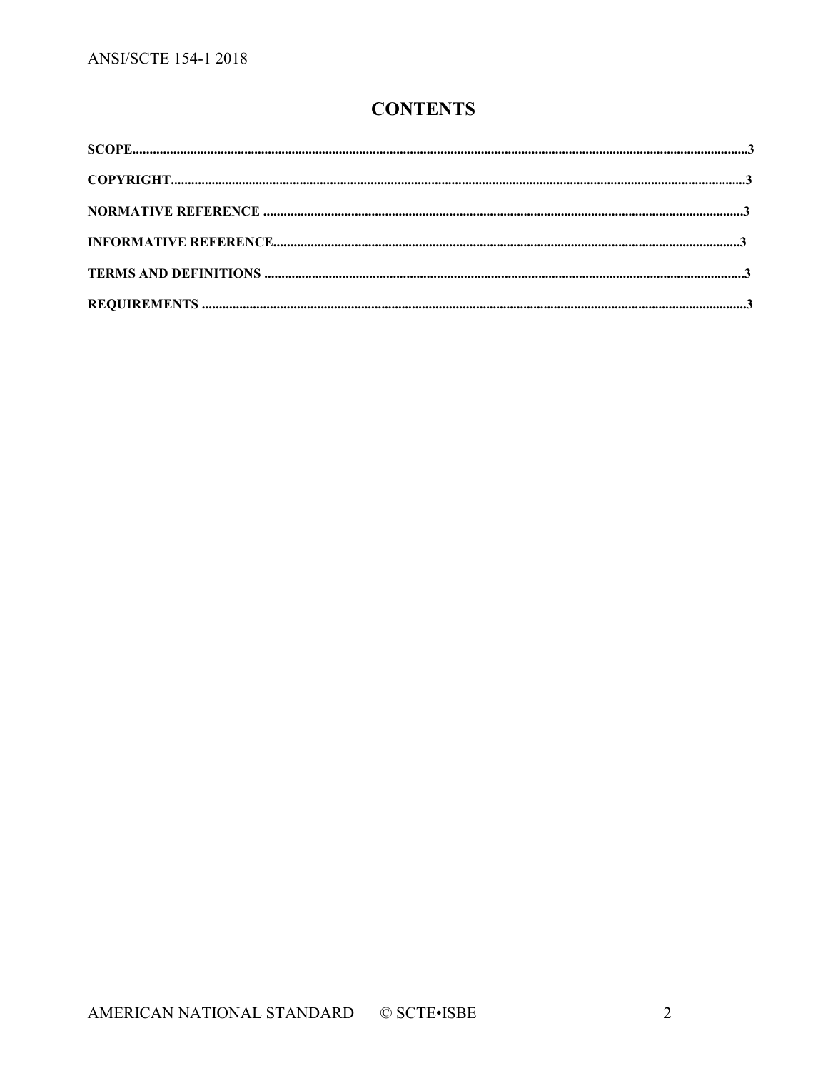# CONTENTS

**SCOPE**..........3

**COPYRIGHT**..........3

**NORMATIVE REFERENCE**..........3

**INFORMATIVE REFERENCE**..........3

**TERMS AND DEFINITIONS**..........3

**REQUIREMENTS**..........3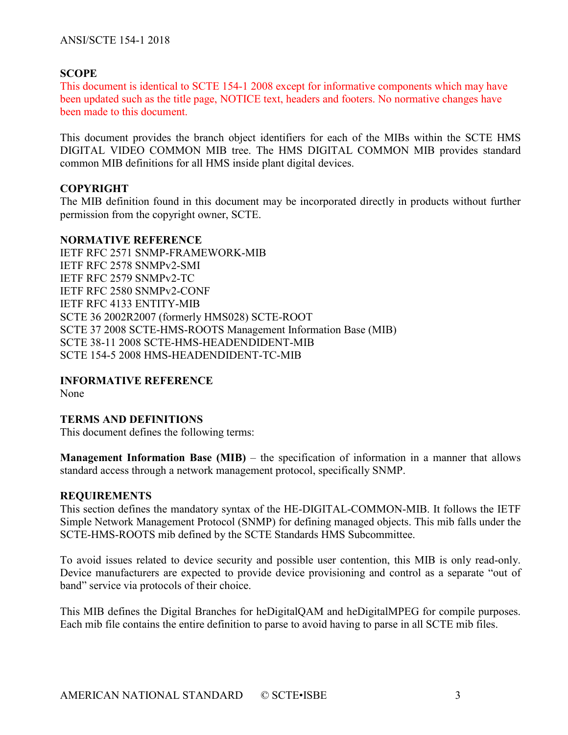## SCOPE

This document is identical to SCTE 154-1 2008 except for informative components which may have been updated such as the title page, NOTICE text, headers and footers. No normative changes have been made to this document.

This document provides the branch object identifiers for each of the MIBs within the SCTE HMS DIGITAL VIDEO COMMON MIB tree. The HMS DIGITAL COMMON MIB provides standard common MIB definitions for all HMS inside plant digital devices.

## COPYRIGHT

The MIB definition found in this document may be incorporated directly in products without further permission from the copyright owner, SCTE.

## NORMATIVE REFERENCE

IETF RFC 2571 SNMP-FRAMEWORK-MIB
IETF RFC 2578 SNMPv2-SMI
IETF RFC 2579 SNMPv2-TC
IETF RFC 2580 SNMPv2-CONF
IETF RFC 4133 ENTITY-MIB
SCTE 36 2002R2007 (formerly HMS028) SCTE-ROOT
SCTE 37 2008 SCTE-HMS-ROOTS Management Information Base (MIB)
SCTE 38-11 2008 SCTE-HMS-HEADENDIDENT-MIB
SCTE 154-5 2008 HMS-HEADENDIDENT-TC-MIB

## INFORMATIVE REFERENCE

None

## TERMS AND DEFINITIONS

This document defines the following terms:

**Management Information Base (MIB)** – the specification of information in a manner that allows standard access through a network management protocol, specifically SNMP.

## REQUIREMENTS

This section defines the mandatory syntax of the HE-DIGITAL-COMMON-MIB. It follows the IETF Simple Network Management Protocol (SNMP) for defining managed objects. This mib falls under the SCTE-HMS-ROOTS mib defined by the SCTE Standards HMS Subcommittee.

To avoid issues related to device security and possible user contention, this MIB is only read-only. Device manufacturers are expected to provide device provisioning and control as a separate "out of band" service via protocols of their choice.

This MIB defines the Digital Branches for heDigitalQAM and heDigitalMPEG for compile purposes. Each mib file contains the entire definition to parse to avoid having to parse in all SCTE mib files.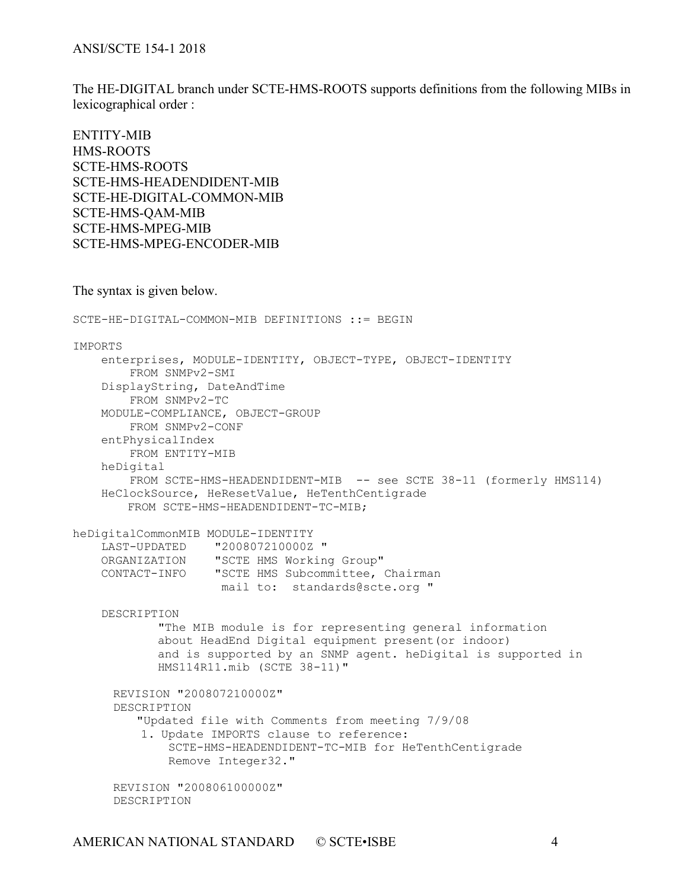The HE-DIGITAL branch under SCTE-HMS-ROOTS supports definitions from the following MIBs in lexicographical order :

ENTITY-MIB
HMS-ROOTS
SCTE-HMS-ROOTS
SCTE-HMS-HEADENDIDENT-MIB
SCTE-HE-DIGITAL-COMMON-MIB
SCTE-HMS-QAM-MIB
SCTE-HMS-MPEG-MIB
SCTE-HMS-MPEG-ENCODER-MIB

The syntax is given below.

```
SCTE-HE-DIGITAL-COMMON-MIB DEFINITIONS ::= BEGIN

IMPORTS
    enterprises, MODULE-IDENTITY, OBJECT-TYPE, OBJECT-IDENTITY
        FROM SNMPv2-SMI
    DisplayString, DateAndTime
        FROM SNMPv2-TC
    MODULE-COMPLIANCE, OBJECT-GROUP
        FROM SNMPv2-CONF
    entPhysicalIndex
        FROM ENTITY-MIB
    heDigital
        FROM SCTE-HMS-HEADENDIDENT-MIB  -- see SCTE 38-11 (formerly HMS114)
    HeClockSource, HeResetValue, HeTenthCentigrade
        FROM SCTE-HMS-HEADENDIDENT-TC-MIB;

heDigitalCommonMIB MODULE-IDENTITY
    LAST-UPDATED    "200807210000Z "
    ORGANIZATION    "SCTE HMS Working Group"
    CONTACT-INFO    "SCTE HMS Subcommittee, Chairman
                     mail to:  standards@scte.org "

    DESCRIPTION
            "The MIB module is for representing general information
            about HeadEnd Digital equipment present(or indoor)
            and is supported by an SNMP agent. heDigital is supported in
            HMS114R11.mib (SCTE 38-11)"

      REVISION "200807210000Z"
      DESCRIPTION
          "Updated file with Comments from meeting 7/9/08
           1. Update IMPORTS clause to reference:
              SCTE-HMS-HEADENDIDENT-TC-MIB for HeTenthCentigrade
              Remove Integer32."

      REVISION "200806100000Z"
      DESCRIPTION
```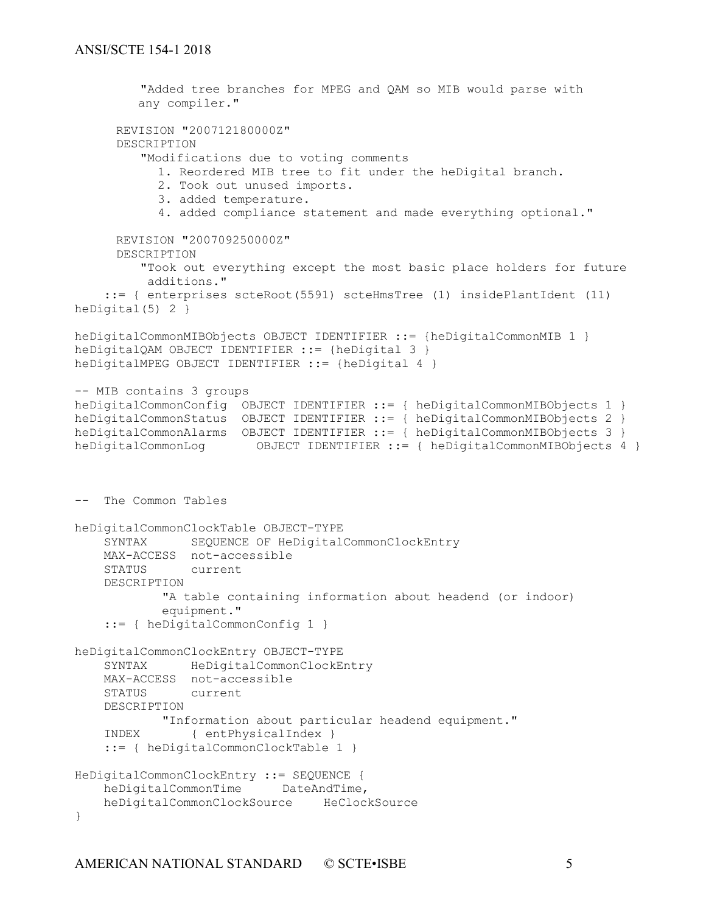```
         "Added tree branches for MPEG and QAM so MIB would parse with
         any compiler."

      REVISION "200712180000Z"
      DESCRIPTION
         "Modifications due to voting comments
           1. Reordered MIB tree to fit under the heDigital branch.
           2. Took out unused imports.
           3. added temperature.
           4. added compliance statement and made everything optional."

      REVISION "200709250000Z"
      DESCRIPTION
         "Took out everything except the most basic place holders for future
          additions."
    ::= { enterprises scteRoot(5591) scteHmsTree (1) insidePlantIdent (11)
heDigital(5) 2 }

heDigitalCommonMIBObjects OBJECT IDENTIFIER ::= {heDigitalCommonMIB 1 }
heDigitalQAM OBJECT IDENTIFIER ::= {heDigital 3 }
heDigitalMPEG OBJECT IDENTIFIER ::= {heDigital 4 }

-- MIB contains 3 groups
heDigitalCommonConfig  OBJECT IDENTIFIER ::= { heDigitalCommonMIBObjects 1 }
heDigitalCommonStatus  OBJECT IDENTIFIER ::= { heDigitalCommonMIBObjects 2 }
heDigitalCommonAlarms  OBJECT IDENTIFIER ::= { heDigitalCommonMIBObjects 3 }
heDigitalCommonLog       OBJECT IDENTIFIER ::= { heDigitalCommonMIBObjects 4 }



--  The Common Tables

heDigitalCommonClockTable OBJECT-TYPE
    SYNTAX      SEQUENCE OF HeDigitalCommonClockEntry
    MAX-ACCESS  not-accessible
    STATUS      current
    DESCRIPTION
            "A table containing information about headend (or indoor)
            equipment."
    ::= { heDigitalCommonConfig 1 }

heDigitalCommonClockEntry OBJECT-TYPE
    SYNTAX      HeDigitalCommonClockEntry
    MAX-ACCESS  not-accessible
    STATUS      current
    DESCRIPTION
            "Information about particular headend equipment."
    INDEX       { entPhysicalIndex }
    ::= { heDigitalCommonClockTable 1 }

HeDigitalCommonClockEntry ::= SEQUENCE {
    heDigitalCommonTime      DateAndTime,
    heDigitalCommonClockSource    HeClockSource
}
```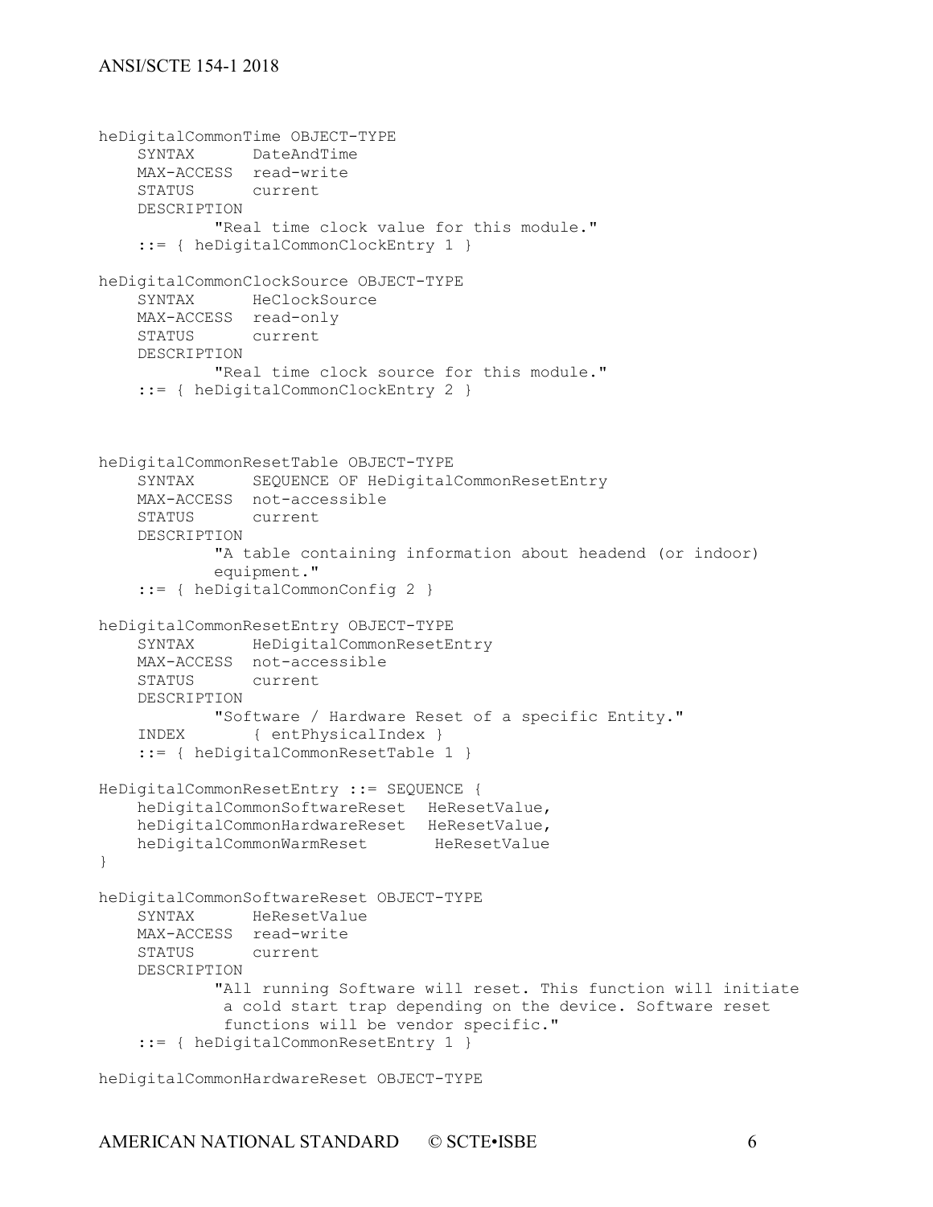```
heDigitalCommonTime OBJECT-TYPE
    SYNTAX      DateAndTime
    MAX-ACCESS  read-write
    STATUS      current
    DESCRIPTION
            "Real time clock value for this module."
    ::= { heDigitalCommonClockEntry 1 }

heDigitalCommonClockSource OBJECT-TYPE
    SYNTAX      HeClockSource
    MAX-ACCESS  read-only
    STATUS      current
    DESCRIPTION
            "Real time clock source for this module."
    ::= { heDigitalCommonClockEntry 2 }



heDigitalCommonResetTable OBJECT-TYPE
    SYNTAX      SEQUENCE OF HeDigitalCommonResetEntry
    MAX-ACCESS  not-accessible
    STATUS      current
    DESCRIPTION
            "A table containing information about headend (or indoor)
            equipment."
    ::= { heDigitalCommonConfig 2 }

heDigitalCommonResetEntry OBJECT-TYPE
    SYNTAX      HeDigitalCommonResetEntry
    MAX-ACCESS  not-accessible
    STATUS      current
    DESCRIPTION
            "Software / Hardware Reset of a specific Entity."
    INDEX       { entPhysicalIndex }
    ::= { heDigitalCommonResetTable 1 }

HeDigitalCommonResetEntry ::= SEQUENCE {
    heDigitalCommonSoftwareReset  HeResetValue,
    heDigitalCommonHardwareReset  HeResetValue,
    heDigitalCommonWarmReset       HeResetValue
}

heDigitalCommonSoftwareReset OBJECT-TYPE
    SYNTAX      HeResetValue
    MAX-ACCESS  read-write
    STATUS      current
    DESCRIPTION
            "All running Software will reset. This function will initiate
             a cold start trap depending on the device. Software reset
             functions will be vendor specific."
    ::= { heDigitalCommonResetEntry 1 }

heDigitalCommonHardwareReset OBJECT-TYPE
```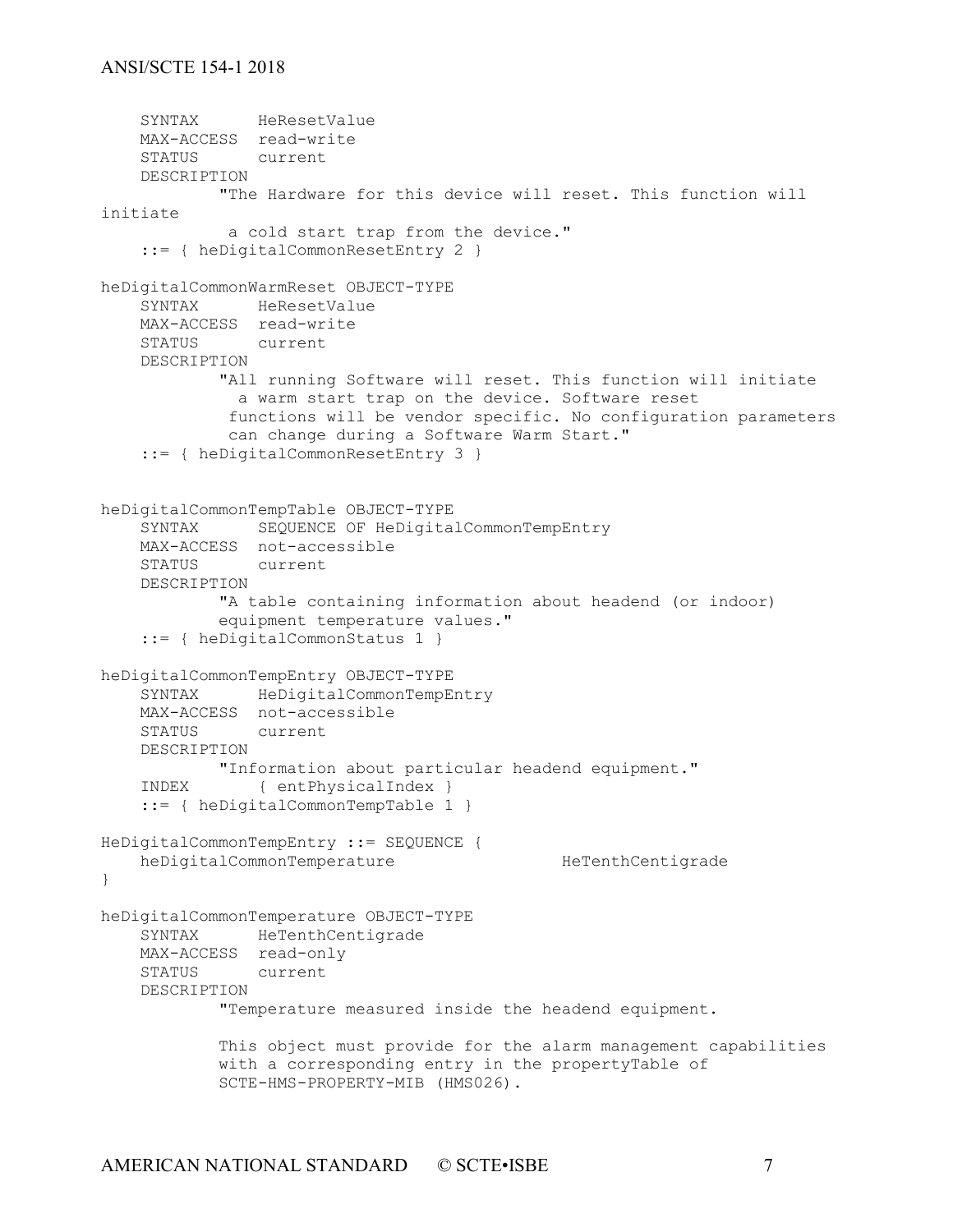```
    SYNTAX      HeResetValue
    MAX-ACCESS  read-write
    STATUS      current
    DESCRIPTION
            "The Hardware for this device will reset. This function will
initiate
             a cold start trap from the device."
    ::= { heDigitalCommonResetEntry 2 }

heDigitalCommonWarmReset OBJECT-TYPE
    SYNTAX      HeResetValue
    MAX-ACCESS  read-write
    STATUS      current
    DESCRIPTION
            "All running Software will reset. This function will initiate
              a warm start trap on the device. Software reset
             functions will be vendor specific. No configuration parameters
             can change during a Software Warm Start."
    ::= { heDigitalCommonResetEntry 3 }


heDigitalCommonTempTable OBJECT-TYPE
    SYNTAX      SEQUENCE OF HeDigitalCommonTempEntry
    MAX-ACCESS  not-accessible
    STATUS      current
    DESCRIPTION
            "A table containing information about headend (or indoor)
            equipment temperature values."
    ::= { heDigitalCommonStatus 1 }

heDigitalCommonTempEntry OBJECT-TYPE
    SYNTAX      HeDigitalCommonTempEntry
    MAX-ACCESS  not-accessible
    STATUS      current
    DESCRIPTION
            "Information about particular headend equipment."
    INDEX       { entPhysicalIndex }
    ::= { heDigitalCommonTempTable 1 }

HeDigitalCommonTempEntry ::= SEQUENCE {
    heDigitalCommonTemperature                 HeTenthCentigrade
}

heDigitalCommonTemperature OBJECT-TYPE
    SYNTAX      HeTenthCentigrade
    MAX-ACCESS  read-only
    STATUS      current
    DESCRIPTION
            "Temperature measured inside the headend equipment.

            This object must provide for the alarm management capabilities
            with a corresponding entry in the propertyTable of
            SCTE-HMS-PROPERTY-MIB (HMS026).
```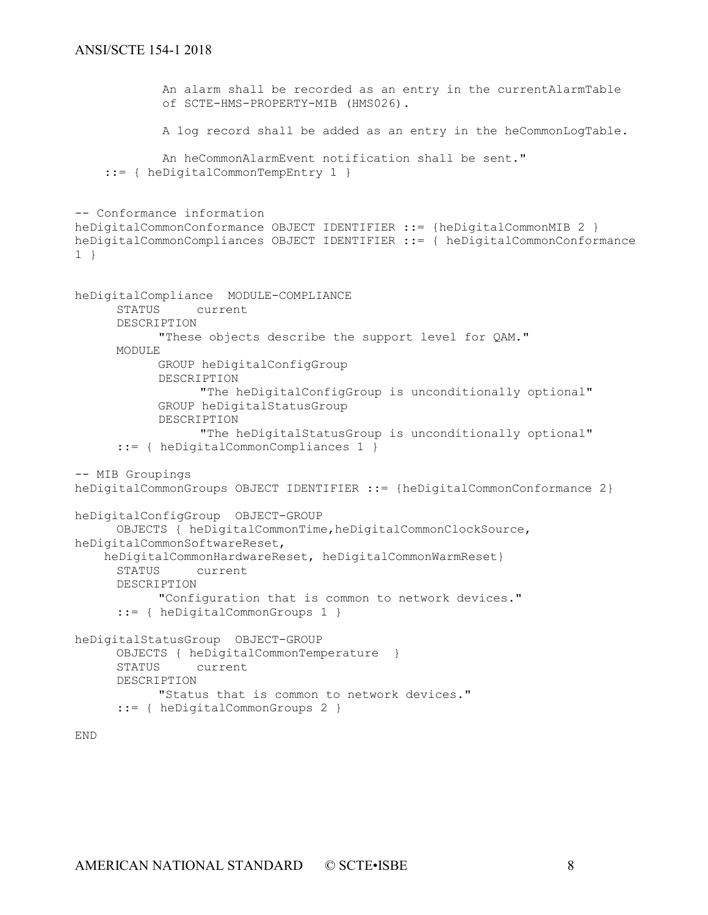```
            An alarm shall be recorded as an entry in the currentAlarmTable
            of SCTE-HMS-PROPERTY-MIB (HMS026).

            A log record shall be added as an entry in the heCommonLogTable.

            An heCommonAlarmEvent notification shall be sent."
    ::= { heDigitalCommonTempEntry 1 }


-- Conformance information
heDigitalCommonConformance OBJECT IDENTIFIER ::= {heDigitalCommonMIB 2 }
heDigitalCommonCompliances OBJECT IDENTIFIER ::= { heDigitalCommonConformance
1 }


heDigitalCompliance  MODULE-COMPLIANCE
      STATUS     current
      DESCRIPTION
            "These objects describe the support level for QAM."
      MODULE
            GROUP heDigitalConfigGroup
            DESCRIPTION
                  "The heDigitalConfigGroup is unconditionally optional"
            GROUP heDigitalStatusGroup
            DESCRIPTION
                  "The heDigitalStatusGroup is unconditionally optional"
      ::= { heDigitalCommonCompliances 1 }

-- MIB Groupings
heDigitalCommonGroups OBJECT IDENTIFIER ::= {heDigitalCommonConformance 2}

heDigitalConfigGroup  OBJECT-GROUP
      OBJECTS { heDigitalCommonTime,heDigitalCommonClockSource,
heDigitalCommonSoftwareReset,
    heDigitalCommonHardwareReset, heDigitalCommonWarmReset}
      STATUS     current
      DESCRIPTION
            "Configuration that is common to network devices."
      ::= { heDigitalCommonGroups 1 }

heDigitalStatusGroup  OBJECT-GROUP
      OBJECTS { heDigitalCommonTemperature  }
      STATUS     current
      DESCRIPTION
            "Status that is common to network devices."
      ::= { heDigitalCommonGroups 2 }

END
```